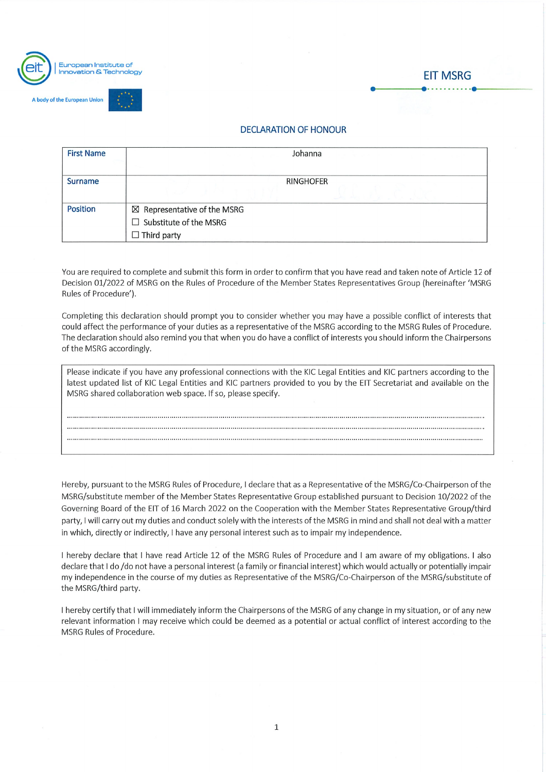European Institute of Innovation & Technology

A body of the European Union

EIT MSRG

## DECLARATION OF HONOUR

| First Name | Johanna |
|---|---|
| Surname | RINGHOFER |
| Position | ☒ Representative of the MSRG<br>☐ Substitute of the MSRG<br>☐ Third party |

You are required to complete and submit this form in order to confirm that you have read and taken note of Article 12 of Decision 01/2022 of MSRG on the Rules of Procedure of the Member States Representatives Group (hereinafter 'MSRG Rules of Procedure').

Completing this declaration should prompt you to consider whether you may have a possible conflict of interests that could affect the performance of your duties as a representative of the MSRG according to the MSRG Rules of Procedure. The declaration should also remind you that when you do have a conflict of interests you should inform the Chairpersons of the MSRG accordingly.

Please indicate if you have any professional connections with the KIC Legal Entities and KIC partners according to the latest updated list of KIC Legal Entities and KIC partners provided to you by the EIT Secretariat and available on the MSRG shared collaboration web space. If so, please specify.

.......................................................................................................................................................................

.......................................................................................................................................................................

.......................................................................................................................................................................

Hereby, pursuant to the MSRG Rules of Procedure, I declare that as a Representative of the MSRG/Co-Chairperson of the MSRG/substitute member of the Member States Representative Group established pursuant to Decision 10/2022 of the Governing Board of the EIT of 16 March 2022 on the Cooperation with the Member States Representative Group/third party, I will carry out my duties and conduct solely with the interests of the MSRG in mind and shall not deal with a matter in which, directly or indirectly, I have any personal interest such as to impair my independence.

I hereby declare that I have read Article 12 of the MSRG Rules of Procedure and I am aware of my obligations. I also declare that I do /do not have a personal interest (a family or financial interest) which would actually or potentially impair my independence in the course of my duties as Representative of the MSRG/Co-Chairperson of the MSRG/substitute of the MSRG/third party.

I hereby certify that I will immediately inform the Chairpersons of the MSRG of any change in my situation, or of any new relevant information I may receive which could be deemed as a potential or actual conflict of interest according to the MSRG Rules of Procedure.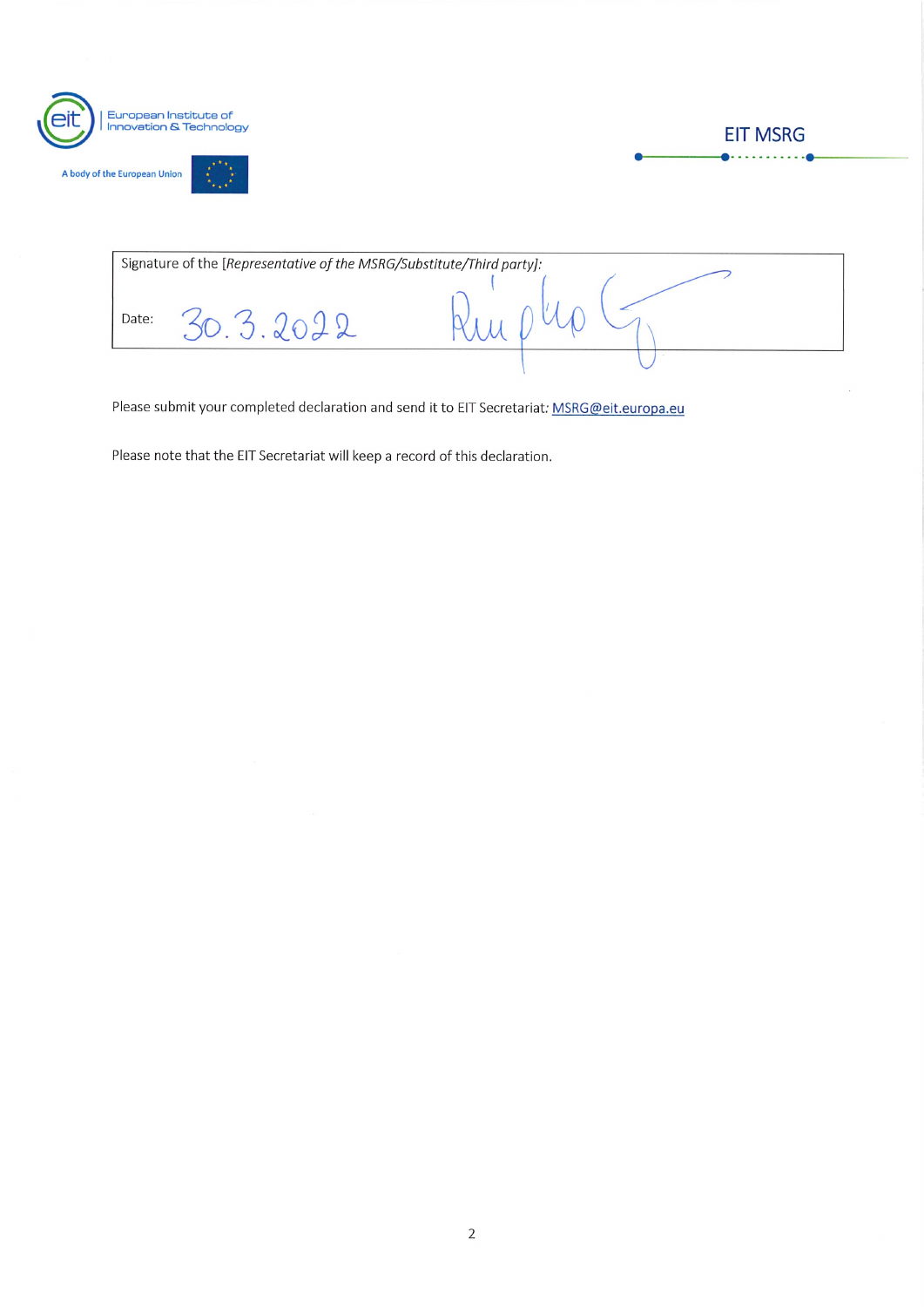| |
|---|
| Signature of the *[Representative of the MSRG/Substitute/Third party]*: |
| Date: 30.3.2022 |

Please submit your completed declaration and send it to EIT Secretariat: MSRG@eit.europa.eu

Please note that the EIT Secretariat will keep a record of this declaration.